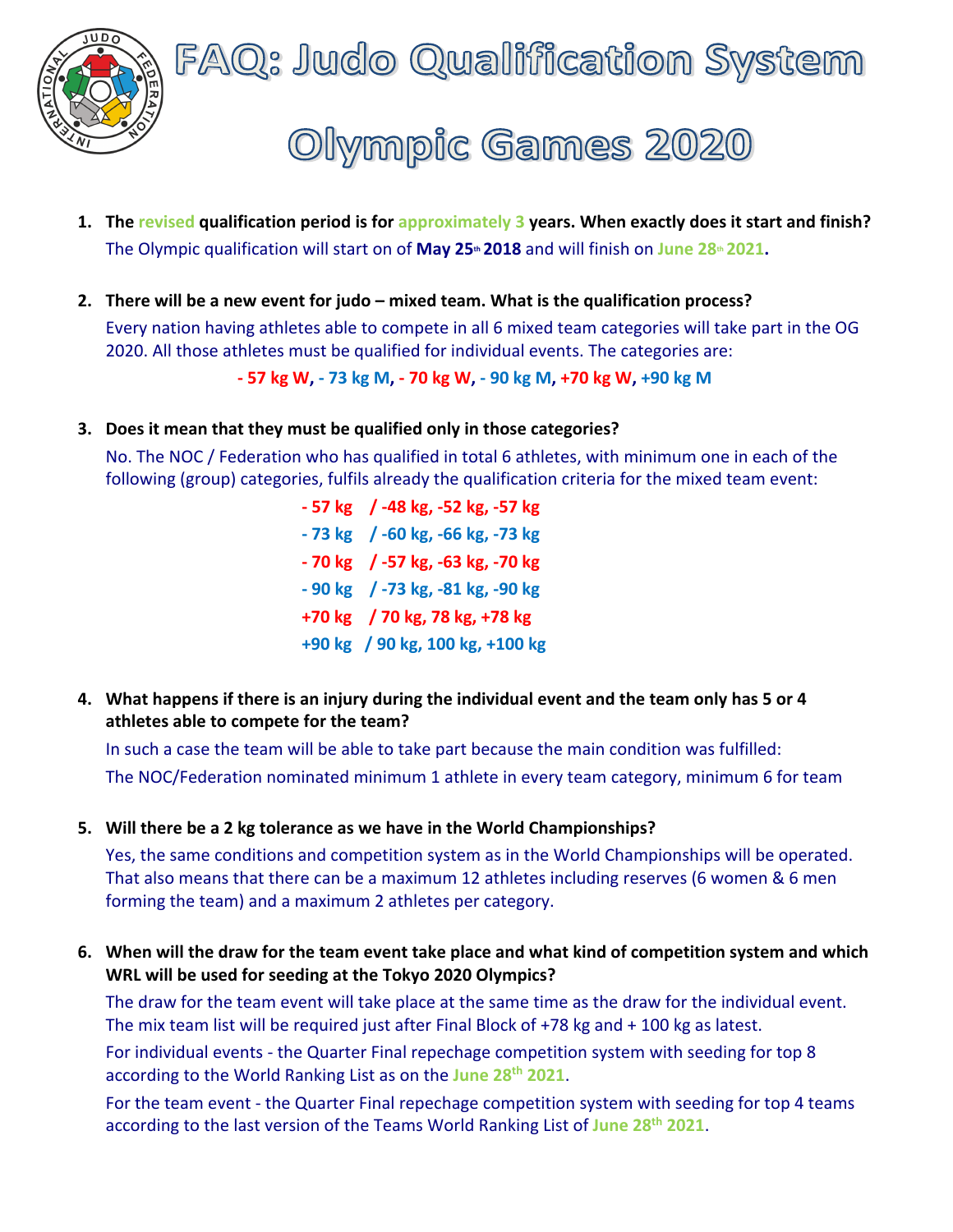# FAQ: Judo Qualification System

# Olympic Games 2020

1. **The revised qualification period is for approximately 3 years. When exactly does it start and finish?**

   The Olympic qualification will start on of **May 25th 2018** and will finish on **June 28th 2021.**

2. **There will be a new event for judo – mixed team. What is the qualification process?**

   Every nation having athletes able to compete in all 6 mixed team categories will take part in the OG 2020. All those athletes must be qualified for individual events. The categories are:

   **- 57 kg W, - 73 kg M, - 70 kg W, - 90 kg M, +70 kg W, +90 kg M**

3. **Does it mean that they must be qualified only in those categories?**

   No. The NOC / Federation who has qualified in total 6 athletes, with minimum one in each of the following (group) categories, fulfils already the qualification criteria for the mixed team event:

   **- 57 kg / -48 kg, -52 kg, -57 kg**
   **- 73 kg / -60 kg, -66 kg, -73 kg**
   **- 70 kg / -57 kg, -63 kg, -70 kg**
   **- 90 kg / -73 kg, -81 kg, -90 kg**
   **+70 kg / 70 kg, 78 kg, +78 kg**
   **+90 kg / 90 kg, 100 kg, +100 kg**

4. **What happens if there is an injury during the individual event and the team only has 5 or 4 athletes able to compete for the team?**

   In such a case the team will be able to take part because the main condition was fulfilled:

   The NOC/Federation nominated minimum 1 athlete in every team category, minimum 6 for team

5. **Will there be a 2 kg tolerance as we have in the World Championships?**

   Yes, the same conditions and competition system as in the World Championships will be operated. That also means that there can be a maximum 12 athletes including reserves (6 women & 6 men forming the team) and a maximum 2 athletes per category.

6. **When will the draw for the team event take place and what kind of competition system and which WRL will be used for seeding at the Tokyo 2020 Olympics?**

   The draw for the team event will take place at the same time as the draw for the individual event. The mix team list will be required just after Final Block of +78 kg and + 100 kg as latest.

   For individual events - the Quarter Final repechage competition system with seeding for top 8 according to the World Ranking List as on the June 28th 2021.

   For the team event - the Quarter Final repechage competition system with seeding for top 4 teams according to the last version of the Teams World Ranking List of June 28th 2021.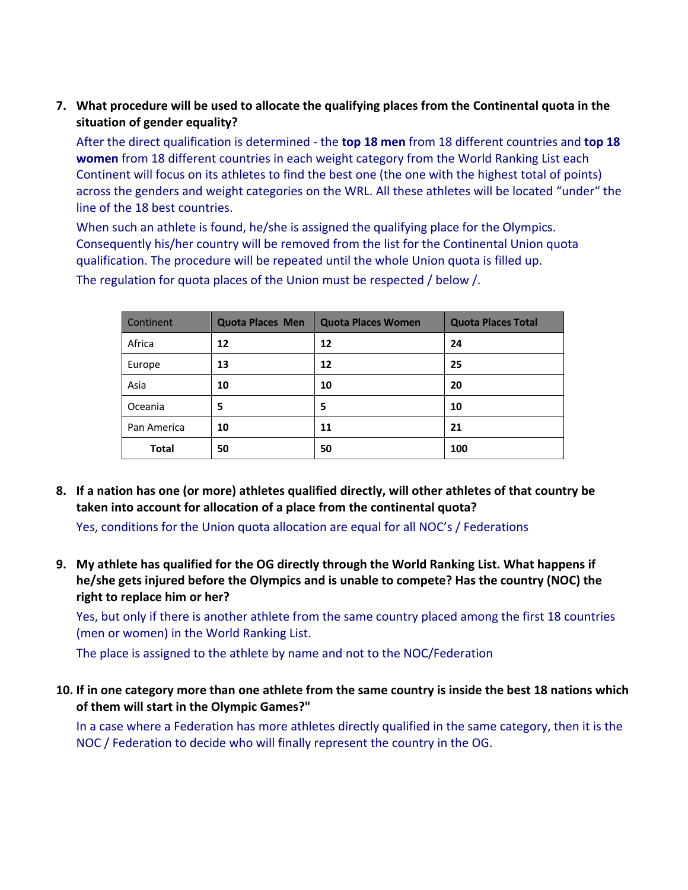7. **What procedure will be used to allocate the qualifying places from the Continental quota in the situation of gender equality?**

   After the direct qualification is determined - the **top 18 men** from 18 different countries and **top 18 women** from 18 different countries in each weight category from the World Ranking List each Continent will focus on its athletes to find the best one (the one with the highest total of points) across the genders and weight categories on the WRL. All these athletes will be located "under" the line of the 18 best countries.

   When such an athlete is found, he/she is assigned the qualifying place for the Olympics. Consequently his/her country will be removed from the list for the Continental Union quota qualification. The procedure will be repeated until the whole Union quota is filled up.

   The regulation for quota places of the Union must be respected / below /.

| Continent | Quota Places Men | Quota Places Women | Quota Places Total |
|---|---|---|---|
| Africa | **12** | **12** | **24** |
| Europe | **13** | **12** | **25** |
| Asia | **10** | **10** | **20** |
| Oceania | **5** | **5** | **10** |
| Pan America | **10** | **11** | **21** |
| **Total** | **50** | **50** | **100** |

8. **If a nation has one (or more) athletes qualified directly, will other athletes of that country be taken into account for allocation of a place from the continental quota?**

   Yes, conditions for the Union quota allocation are equal for all NOC's / Federations

9. **My athlete has qualified for the OG directly through the World Ranking List. What happens if he/she gets injured before the Olympics and is unable to compete? Has the country (NOC) the right to replace him or her?**

   Yes, but only if there is another athlete from the same country placed among the first 18 countries (men or women) in the World Ranking List.

   The place is assigned to the athlete by name and not to the NOC/Federation

10. **If in one category more than one athlete from the same country is inside the best 18 nations which of them will start in the Olympic Games?"**

    In a case where a Federation has more athletes directly qualified in the same category, then it is the NOC / Federation to decide who will finally represent the country in the OG.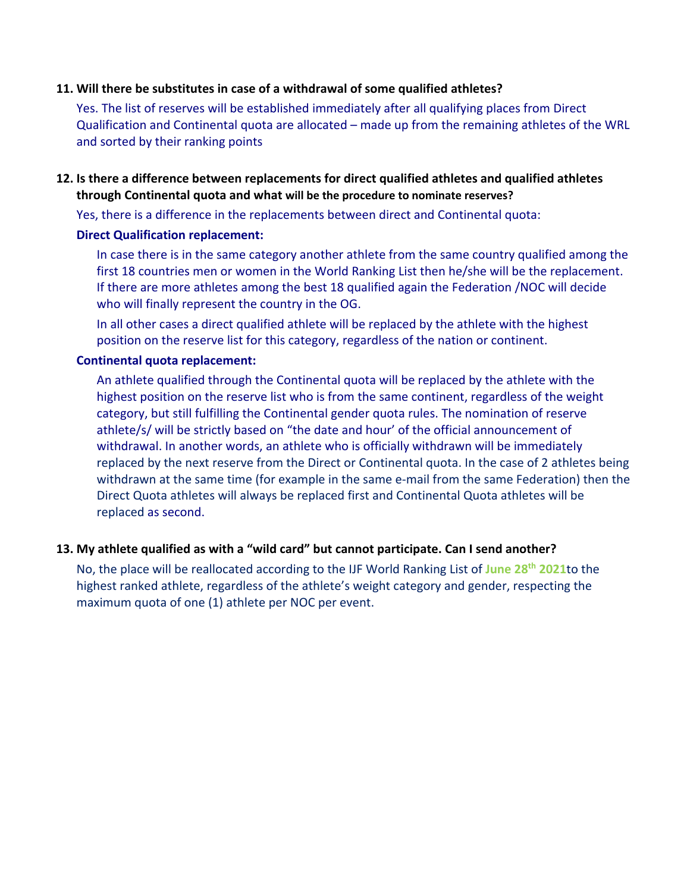**11. Will there be substitutes in case of a withdrawal of some qualified athletes?**

Yes. The list of reserves will be established immediately after all qualifying places from Direct Qualification and Continental quota are allocated – made up from the remaining athletes of the WRL and sorted by their ranking points

**12. Is there a difference between replacements for direct qualified athletes and qualified athletes through Continental quota and what will be the procedure to nominate reserves?**

Yes, there is a difference in the replacements between direct and Continental quota:

**Direct Qualification replacement:**

In case there is in the same category another athlete from the same country qualified among the first 18 countries men or women in the World Ranking List then he/she will be the replacement. If there are more athletes among the best 18 qualified again the Federation /NOC will decide who will finally represent the country in the OG.

In all other cases a direct qualified athlete will be replaced by the athlete with the highest position on the reserve list for this category, regardless of the nation or continent.

**Continental quota replacement:**

An athlete qualified through the Continental quota will be replaced by the athlete with the highest position on the reserve list who is from the same continent, regardless of the weight category, but still fulfilling the Continental gender quota rules. The nomination of reserve athlete/s/ will be strictly based on "the date and hour' of the official announcement of withdrawal. In another words, an athlete who is officially withdrawn will be immediately replaced by the next reserve from the Direct or Continental quota. In the case of 2 athletes being withdrawn at the same time (for example in the same e-mail from the same Federation) then the Direct Quota athletes will always be replaced first and Continental Quota athletes will be replaced as second.

**13. My athlete qualified as with a "wild card" but cannot participate. Can I send another?**

No, the place will be reallocated according to the IJF World Ranking List of **June 28th 2021**to the highest ranked athlete, regardless of the athlete's weight category and gender, respecting the maximum quota of one (1) athlete per NOC per event.